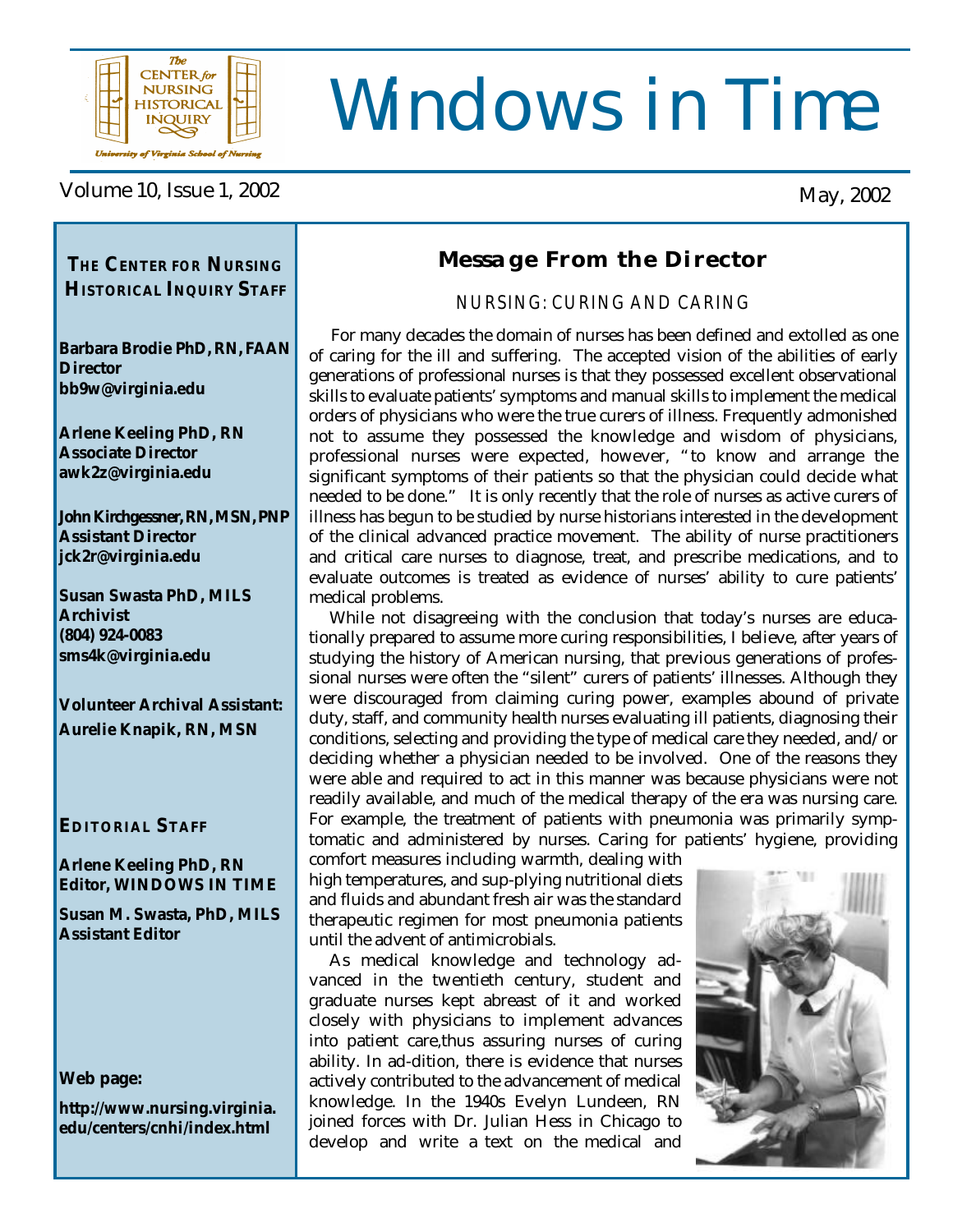# Windows in Time

Volume 10, Issue 1, 2002

May, 2002

**THE CENTER FOR NURSING HISTORICAL INQUIRY STAFF**

**Barbara Brodie PhD, RN, FAAN**
**Director**
**bb9w@virginia.edu**

**Arlene Keeling PhD, RN**
**Associate Director**
**awk2z@virginia.edu**

**John Kirchgessner, RN, MSN, PNP**
**Assistant Director**
**jck2r@virginia.edu**

**Susan Swasta PhD, MILS**
**Archivist**
**(804) 924-0083**
**sms4k@virginia.edu**

**Volunteer Archival Assistant:**
**Aurelie Knapik, RN, MSN**

**EDITORIAL STAFF**

**Arlene Keeling PhD, RN**
**Editor, WINDOWS IN TIME**

**Susan M. Swasta, PhD, MILS**
**Assistant Editor**

**Web page:**

**http://www.nursing.virginia.edu/centers/cnhi/index.html**

## Message From the Director

### NURSING: CURING AND CARING

For many decades the domain of nurses has been defined and extolled as one of caring for the ill and suffering. The accepted vision of the abilities of early generations of professional nurses is that they possessed excellent observational skills to evaluate patients' symptoms and manual skills to implement the medical orders of physicians who were the true curers of illness. Frequently admonished not to assume they possessed the knowledge and wisdom of physicians, professional nurses were expected, however, "to know and arrange the significant symptoms of their patients so that the physician could decide what needed to be done." It is only recently that the role of nurses as active curers of illness has begun to be studied by nurse historians interested in the development of the clinical advanced practice movement. The ability of nurse practitioners and critical care nurses to diagnose, treat, and prescribe medications, and to evaluate outcomes is treated as evidence of nurses' ability to cure patients' medical problems.

While not disagreeing with the conclusion that today's nurses are educationally prepared to assume more curing responsibilities, I believe, after years of studying the history of American nursing, that previous generations of professional nurses were often the "silent" curers of patients' illnesses. Although they were discouraged from claiming curing power, examples abound of private duty, staff, and community health nurses evaluating ill patients, diagnosing their conditions, selecting and providing the type of medical care they needed, and/or deciding whether a physician needed to be involved. One of the reasons they were able and required to act in this manner was because physicians were not readily available, and much of the medical therapy of the era was nursing care. For example, the treatment of patients with pneumonia was primarily symptomatic and administered by nurses. Caring for patients' hygiene, providing comfort measures including warmth, dealing with high temperatures, and sup-plying nutritional diets and fluids and abundant fresh air was the standard therapeutic regimen for most pneumonia patients until the advent of antimicrobials.

As medical knowledge and technology advanced in the twentieth century, student and graduate nurses kept abreast of it and worked closely with physicians to implement advances into patient care,thus assuring nurses of curing ability. In ad-dition, there is evidence that nurses actively contributed to the advancement of medical knowledge. In the 1940s Evelyn Lundeen, RN joined forces with Dr. Julian Hess in Chicago to develop and write a text on the medical and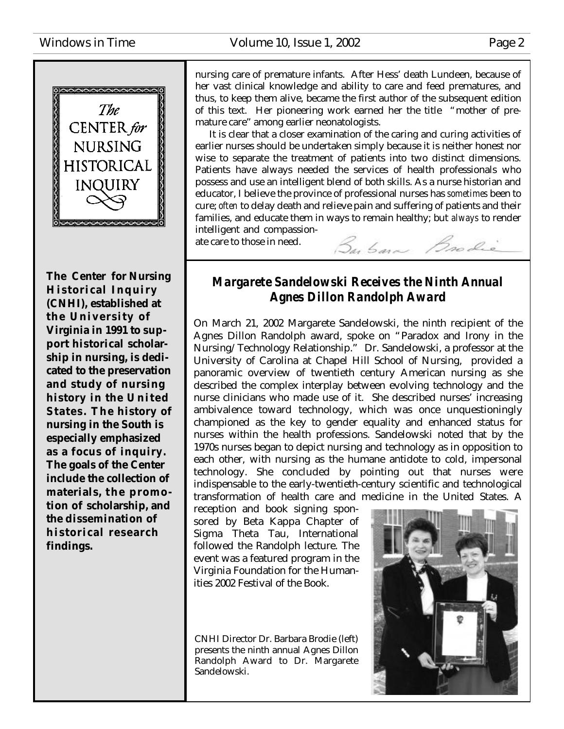nursing care of premature infants. After Hess' death Lundeen, because of her vast clinical knowledge and ability to care and feed prematures, and thus, to keep them alive, became the first author of the subsequent edition of this text. Her pioneering work earned her the title "mother of premature care" among earlier neonatologists.

It is clear that a closer examination of the caring and curing activities of earlier nurses should be undertaken simply because it is neither honest nor wise to separate the treatment of patients into two distinct dimensions. Patients have always needed the services of health professionals who possess and use an intelligent blend of both skills. As a nurse historian and educator, I believe the province of professional nurses has *sometimes* been to cure; *often* to delay death and relieve pain and suffering of patients and their families, and educate them in ways to remain healthy; but *always* to render intelligent and compassionate care to those in need.

Barbara Brodie

The CENTER *for* NURSING HISTORICAL INQUIRY

**The Center for Nursing Historical Inquiry (CNHI), established at the University of Virginia in 1991 to support historical scholarship in nursing, is dedicated to the preservation and study of nursing history in the United States. The history of nursing in the South is especially emphasized as a focus of inquiry. The goals of the Center include the collection of materials, the promotion of scholarship, and the dissemination of historical research findings.**

## *Margarete Sandelowski Receives the Ninth Annual Agnes Dillon Randolph Award*

On March 21, 2002 Margarete Sandelowski, the ninth recipient of the Agnes Dillon Randolph award, spoke on "Paradox and Irony in the Nursing/Technology Relationship." Dr. Sandelowski, a professor at the University of Carolina at Chapel Hill School of Nursing, provided a panoramic overview of twentieth century American nursing as she described the complex interplay between evolving technology and the nurse clinicians who made use of it. She described nurses' increasing ambivalence toward technology, which was once unquestioningly championed as the key to gender equality and enhanced status for nurses within the health professions. Sandelowski noted that by the 1970s nurses began to depict nursing and technology as in opposition to each other, with nursing as the humane antidote to cold, impersonal technology. She concluded by pointing out that nurses were indispensable to the early-twentieth-century scientific and technological transformation of health care and medicine in the United States. A reception and book signing sponsored by Beta Kappa Chapter of Sigma Theta Tau, International followed the Randolph lecture. The event was a featured program in the Virginia Foundation for the Humanities 2002 Festival of the Book.

CNHI Director Dr. Barbara Brodie (left) presents the ninth annual Agnes Dillon Randolph Award to Dr. Margarete Sandelowski.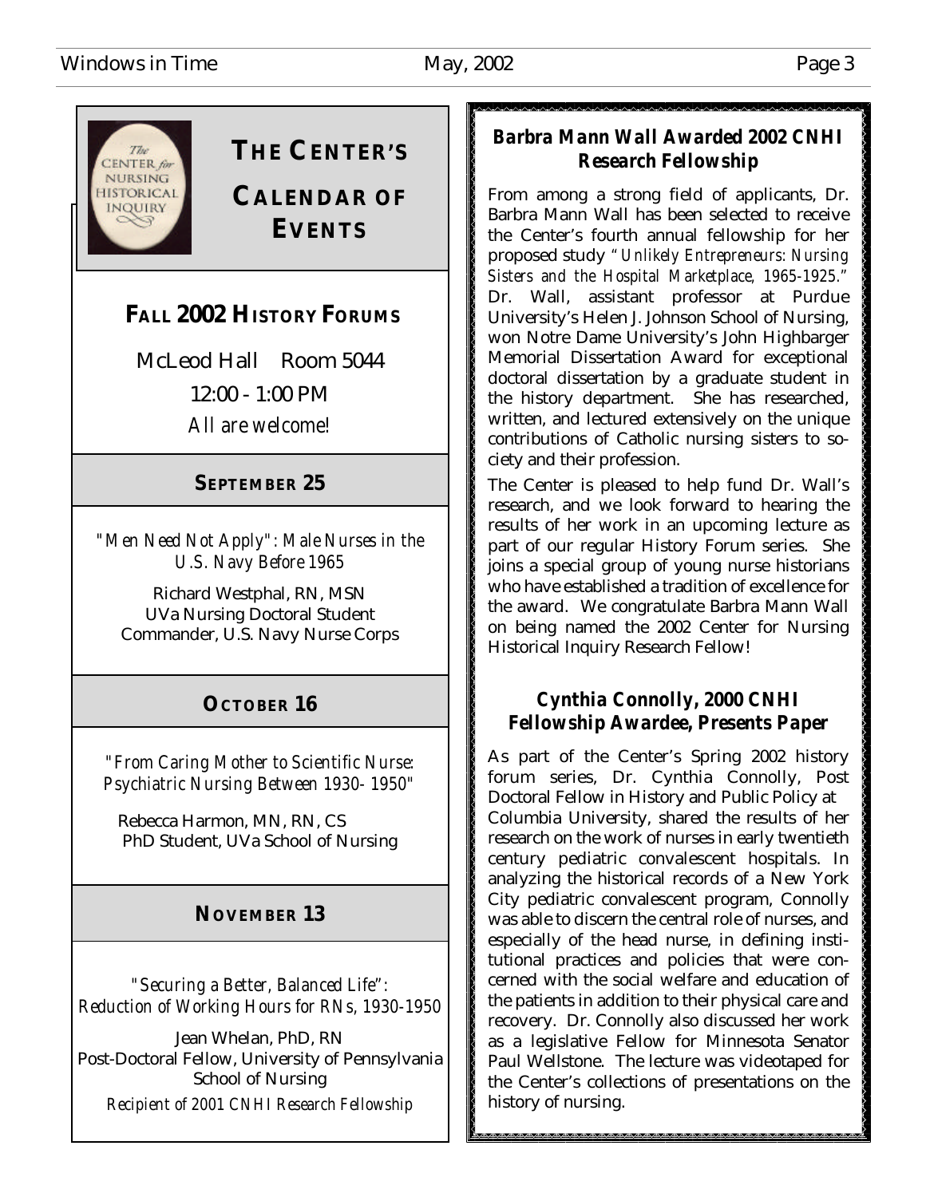# THE CENTER'S CALENDAR OF EVENTS

## FALL 2002 HISTORY FORUMS

McLeod Hall Room 5044

12:00 - 1:00 PM

*All are welcome!*

### SEPTEMBER 25

*"Men Need Not Apply": Male Nurses in the U.S. Navy Before 1965*

Richard Westphal, RN, MSN
UVa Nursing Doctoral Student
Commander, U.S. Navy Nurse Corps

### OCTOBER 16

*"From Caring Mother to Scientific Nurse: Psychiatric Nursing Between 1930- 1950"*

Rebecca Harmon, MN, RN, CS
PhD Student, UVa School of Nursing

### NOVEMBER 13

*"Securing a Better, Balanced Life": Reduction of Working Hours for RNs, 1930-1950*

Jean Whelan, PhD, RN
Post-Doctoral Fellow, University of Pennsylvania School of Nursing
*Recipient of 2001 CNHI Research Fellowship*

## Barbra Mann Wall Awarded 2002 CNHI Research Fellowship

From among a strong field of applicants, Dr. Barbra Mann Wall has been selected to receive the Center's fourth annual fellowship for her proposed study *"Unlikely Entrepreneurs: Nursing Sisters and the Hospital Marketplace, 1965-1925."* Dr. Wall, assistant professor at Purdue University's Helen J. Johnson School of Nursing, won Notre Dame University's John Highbarger Memorial Dissertation Award for exceptional doctoral dissertation by a graduate student in the history department. She has researched, written, and lectured extensively on the unique contributions of Catholic nursing sisters to society and their profession.

The Center is pleased to help fund Dr. Wall's research, and we look forward to hearing the results of her work in an upcoming lecture as part of our regular History Forum series. She joins a special group of young nurse historians who have established a tradition of excellence for the award. We congratulate Barbra Mann Wall on being named the 2002 Center for Nursing Historical Inquiry Research Fellow!

## Cynthia Connolly, 2000 CNHI Fellowship Awardee, Presents Paper

As part of the Center's Spring 2002 history forum series, Dr. Cynthia Connolly, Post Doctoral Fellow in History and Public Policy at Columbia University, shared the results of her research on the work of nurses in early twentieth century pediatric convalescent hospitals. In analyzing the historical records of a New York City pediatric convalescent program, Connolly was able to discern the central role of nurses, and especially of the head nurse, in defining institutional practices and policies that were concerned with the social welfare and education of the patients in addition to their physical care and recovery. Dr. Connolly also discussed her work as a legislative Fellow for Minnesota Senator Paul Wellstone. The lecture was videotaped for the Center's collections of presentations on the history of nursing.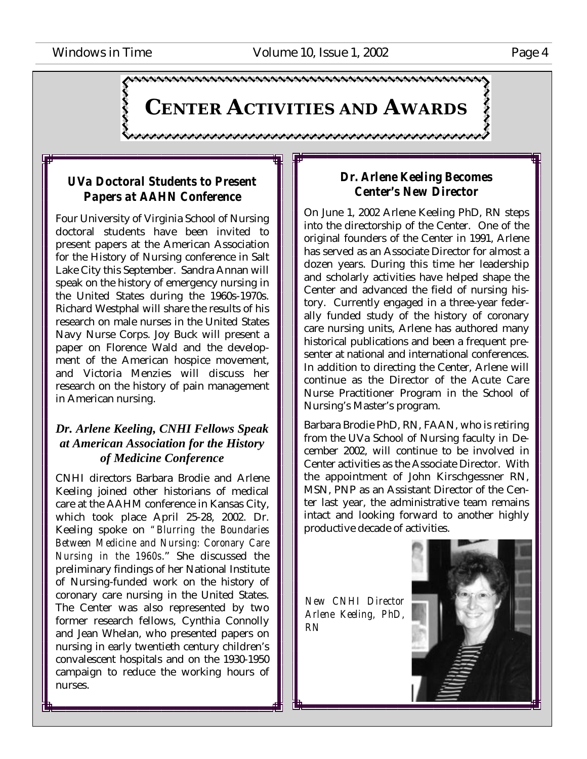# Center Activities and Awards

### *UVa Doctoral Students to Present Papers at AAHN Conference*

Four University of Virginia School of Nursing doctoral students have been invited to present papers at the American Association for the History of Nursing conference in Salt Lake City this September. Sandra Annan will speak on the history of emergency nursing in the United States during the 1960s-1970s. Richard Westphal will share the results of his research on male nurses in the United States Navy Nurse Corps. Joy Buck will present a paper on Florence Wald and the development of the American hospice movement, and Victoria Menzies will discuss her research on the history of pain management in American nursing.

### *Dr. Arlene Keeling, CNHI Fellows Speak at American Association for the History of Medicine Conference*

CNHI directors Barbara Brodie and Arlene Keeling joined other historians of medical care at the AAHM conference in Kansas City, which took place April 25-28, 2002. Dr. Keeling spoke on *"Blurring the Boundaries Between Medicine and Nursing: Coronary Care Nursing in the 1960s*." She discussed the preliminary findings of her National Institute of Nursing-funded work on the history of coronary care nursing in the United States. The Center was also represented by two former research fellows, Cynthia Connolly and Jean Whelan, who presented papers on nursing in early twentieth century children's convalescent hospitals and on the 1930-1950 campaign to reduce the working hours of nurses.

### *Dr. Arlene Keeling Becomes Center's New Director*

On June 1, 2002 Arlene Keeling PhD, RN steps into the directorship of the Center. One of the original founders of the Center in 1991, Arlene has served as an Associate Director for almost a dozen years. During this time her leadership and scholarly activities have helped shape the Center and advanced the field of nursing history. Currently engaged in a three-year federally funded study of the history of coronary care nursing units, Arlene has authored many historical publications and been a frequent presenter at national and international conferences. In addition to directing the Center, Arlene will continue as the Director of the Acute Care Nurse Practitioner Program in the School of Nursing's Master's program.

Barbara Brodie PhD, RN, FAAN, who is retiring from the UVa School of Nursing faculty in December 2002, will continue to be involved in Center activities as the Associate Director. With the appointment of John Kirschgessner RN, MSN, PNP as an Assistant Director of the Center last year, the administrative team remains intact and looking forward to another highly productive decade of activities.

*New CNHI Director Arlene Keeling, PhD, RN*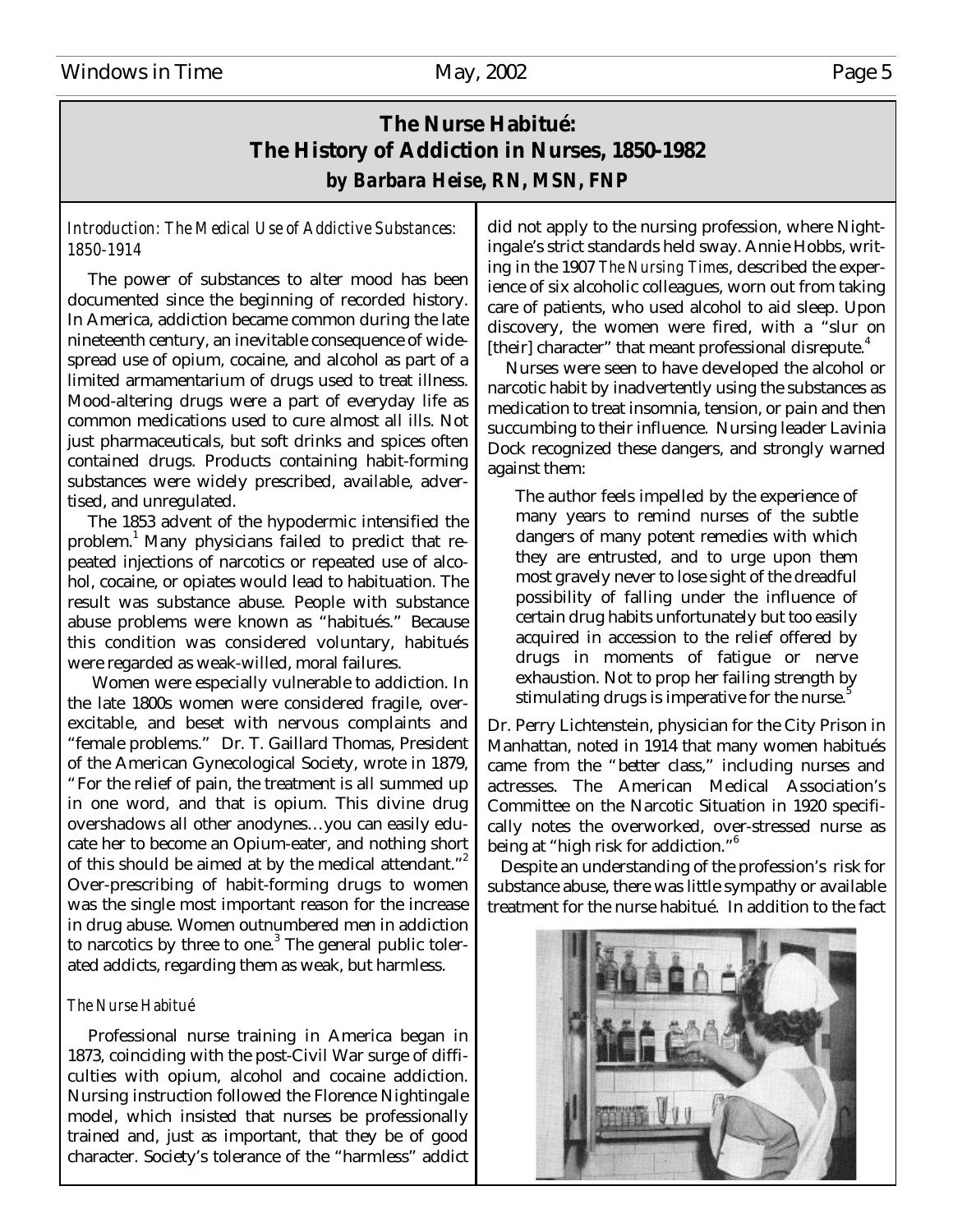# The Nurse Habitué: The History of Addiction in Nurses, 1850-1982

***by Barbara Heise, RN, MSN, FNP***

*Introduction: The Medical Use of Addictive Substances: 1850-1914*

The power of substances to alter mood has been documented since the beginning of recorded history. In America, addiction became common during the late nineteenth century, an inevitable consequence of widespread use of opium, cocaine, and alcohol as part of a limited armamentarium of drugs used to treat illness. Mood-altering drugs were a part of everyday life as common medications used to cure almost all ills. Not just pharmaceuticals, but soft drinks and spices often contained drugs. Products containing habit-forming substances were widely prescribed, available, advertised, and unregulated.

The 1853 advent of the hypodermic intensified the problem.[1] Many physicians failed to predict that repeated injections of narcotics or repeated use of alcohol, cocaine, or opiates would lead to habituation. The result was substance abuse. People with substance abuse problems were known as "habitués." Because this condition was considered voluntary, habitués were regarded as weak-willed, moral failures.

Women were especially vulnerable to addiction. In the late 1800s women were considered fragile, overexcitable, and beset with nervous complaints and "female problems." Dr. T. Gaillard Thomas, President of the American Gynecological Society, wrote in 1879, "For the relief of pain, the treatment is all summed up in one word, and that is opium. This divine drug overshadows all other anodynes…you can easily educate her to become an Opium-eater, and nothing short of this should be aimed at by the medical attendant."[2] Over-prescribing of habit-forming drugs to women was the single most important reason for the increase in drug abuse. Women outnumbered men in addiction to narcotics by three to one.[3] The general public tolerated addicts, regarding them as weak, but harmless.

*The Nurse Habitué*

Professional nurse training in America began in 1873, coinciding with the post-Civil War surge of difficulties with opium, alcohol and cocaine addiction. Nursing instruction followed the Florence Nightingale model, which insisted that nurses be professionally trained and, just as important, that they be of good character. Society's tolerance of the "harmless" addict did not apply to the nursing profession, where Nightingale's strict standards held sway. Annie Hobbs, writing in the 1907 *The Nursing Times*, described the experience of six alcoholic colleagues, worn out from taking care of patients, who used alcohol to aid sleep. Upon discovery, the women were fired, with a "slur on [their] character" that meant professional disrepute.[4]

Nurses were seen to have developed the alcohol or narcotic habit by inadvertently using the substances as medication to treat insomnia, tension, or pain and then succumbing to their influence. Nursing leader Lavinia Dock recognized these dangers, and strongly warned against them:

> The author feels impelled by the experience of many years to remind nurses of the subtle dangers of many potent remedies with which they are entrusted, and to urge upon them most gravely never to lose sight of the dreadful possibility of falling under the influence of certain drug habits unfortunately but too easily acquired in accession to the relief offered by drugs in moments of fatigue or nerve exhaustion. Not to prop her failing strength by stimulating drugs is imperative for the nurse.[5]

Dr. Perry Lichtenstein, physician for the City Prison in Manhattan, noted in 1914 that many women habitués came from the "better class," including nurses and actresses. The American Medical Association's Committee on the Narcotic Situation in 1920 specifically notes the overworked, over-stressed nurse as being at "high risk for addiction."[6]

Despite an understanding of the profession's risk for substance abuse, there was little sympathy or available treatment for the nurse habitué. In addition to the fact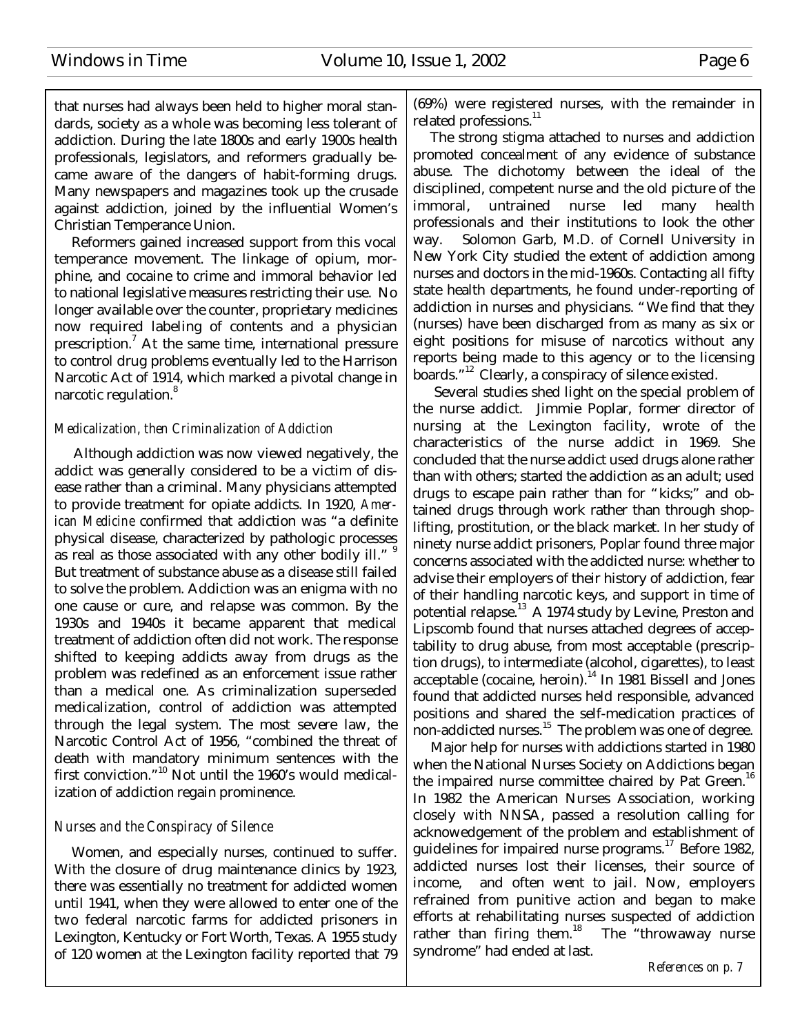that nurses had always been held to higher moral standards, society as a whole was becoming less tolerant of addiction. During the late 1800s and early 1900s health professionals, legislators, and reformers gradually became aware of the dangers of habit-forming drugs. Many newspapers and magazines took up the crusade against addiction, joined by the influential Women's Christian Temperance Union.

Reformers gained increased support from this vocal temperance movement. The linkage of opium, morphine, and cocaine to crime and immoral behavior led to national legislative measures restricting their use. No longer available over the counter, proprietary medicines now required labeling of contents and a physician prescription.[7] At the same time, international pressure to control drug problems eventually led to the Harrison Narcotic Act of 1914, which marked a pivotal change in narcotic regulation.[8]

### *Medicalization, then Criminalization of Addiction*

Although addiction was now viewed negatively, the addict was generally considered to be a victim of disease rather than a criminal. Many physicians attempted to provide treatment for opiate addicts. In 1920, *American Medicine* confirmed that addiction was "a definite physical disease, characterized by pathologic processes as real as those associated with any other bodily ill."[9] But treatment of substance abuse as a disease still failed to solve the problem. Addiction was an enigma with no one cause or cure, and relapse was common. By the 1930s and 1940s it became apparent that medical treatment of addiction often did not work. The response shifted to keeping addicts away from drugs as the problem was redefined as an enforcement issue rather than a medical one. As criminalization superseded medicalization, control of addiction was attempted through the legal system. The most severe law, the Narcotic Control Act of 1956, "combined the threat of death with mandatory minimum sentences with the first conviction."[10] Not until the 1960's would medicalization of addiction regain prominence.

### *Nurses and the Conspiracy of Silence*

Women, and especially nurses, continued to suffer. With the closure of drug maintenance clinics by 1923, there was essentially no treatment for addicted women until 1941, when they were allowed to enter one of the two federal narcotic farms for addicted prisoners in Lexington, Kentucky or Fort Worth, Texas. A 1955 study of 120 women at the Lexington facility reported that 79 (69%) were registered nurses, with the remainder in related professions.[11]

The strong stigma attached to nurses and addiction promoted concealment of any evidence of substance abuse. The dichotomy between the ideal of the disciplined, competent nurse and the old picture of the immoral, untrained nurse led many health professionals and their institutions to look the other way. Solomon Garb, M.D. of Cornell University in New York City studied the extent of addiction among nurses and doctors in the mid-1960s. Contacting all fifty state health departments, he found under-reporting of addiction in nurses and physicians. "We find that they (nurses) have been discharged from as many as six or eight positions for misuse of narcotics without any reports being made to this agency or to the licensing boards."[12] Clearly, a conspiracy of silence existed.

Several studies shed light on the special problem of the nurse addict. Jimmie Poplar, former director of nursing at the Lexington facility, wrote of the characteristics of the nurse addict in 1969. She concluded that the nurse addict used drugs alone rather than with others; started the addiction as an adult; used drugs to escape pain rather than for "kicks;" and obtained drugs through work rather than through shoplifting, prostitution, or the black market. In her study of ninety nurse addict prisoners, Poplar found three major concerns associated with the addicted nurse: whether to advise their employers of their history of addiction, fear of their handling narcotic keys, and support in time of potential relapse.[13] A 1974 study by Levine, Preston and Lipscomb found that nurses attached degrees of acceptability to drug abuse, from most acceptable (prescription drugs), to intermediate (alcohol, cigarettes), to least acceptable (cocaine, heroin).[14] In 1981 Bissell and Jones found that addicted nurses held responsible, advanced positions and shared the self-medication practices of non-addicted nurses.[15] The problem was one of degree.

Major help for nurses with addictions started in 1980 when the National Nurses Society on Addictions began the impaired nurse committee chaired by Pat Green.[16] In 1982 the American Nurses Association, working closely with NNSA, passed a resolution calling for acknowedgement of the problem and establishment of guidelines for impaired nurse programs.[17] Before 1982, addicted nurses lost their licenses, their source of income, and often went to jail. Now, employers refrained from punitive action and began to make efforts at rehabilitating nurses suspected of addiction rather than firing them.[18] The "throwaway nurse syndrome" had ended at last.

*References on p. 7*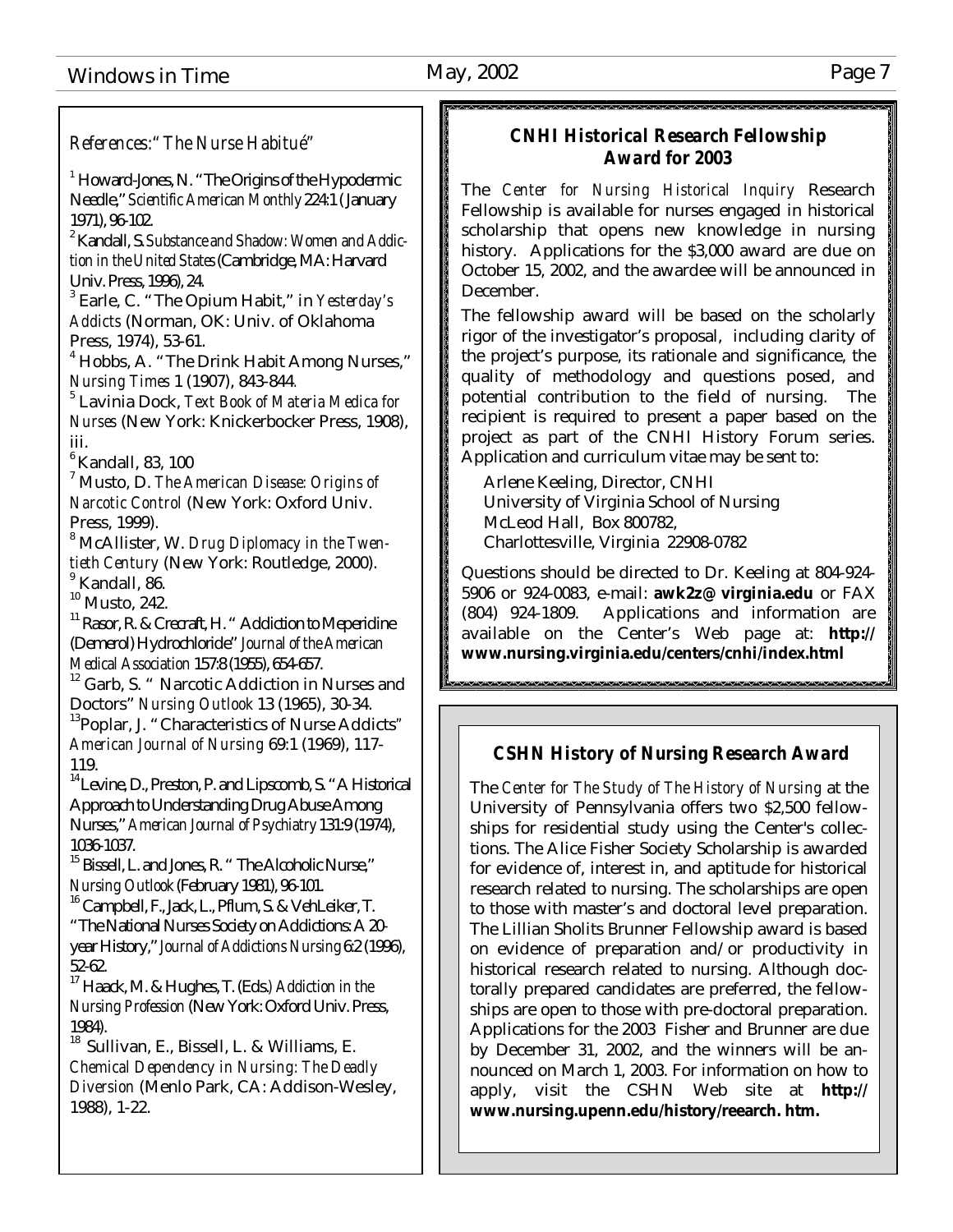*References: "The Nurse Habitué"*

[1] Howard-Jones, N. "The Origins of the Hypodermic Needle," *Scientific American Monthly* 224:1 (January 1971), 96-102.

[2] Kandall, S. *Substance and Shadow: Women and Addiction in the United States* (Cambridge, MA: Harvard Univ. Press, 1996), 24.

[3] Earle, C. "The Opium Habit," in *Yesterday's Addicts* (Norman, OK: Univ. of Oklahoma Press, 1974), 53-61.

[4] Hobbs, A. "The Drink Habit Among Nurses," *Nursing Times* 1 (1907), 843-844.

[5] Lavinia Dock, *Text Book of Materia Medica for Nurses* (New York: Knickerbocker Press, 1908), iii.

[6] Kandall, 83, 100

[7] Musto, D. *The American Disease: Origins of Narcotic Control* (New York: Oxford Univ. Press, 1999).

[8] McAllister, W. *Drug Diplomacy in the Twentieth Century* (New York: Routledge, 2000).

[9] Kandall, 86.

[10] Musto, 242.

[11] Rasor, R. & Crecraft, H. " Addiction to Meperidine (Demerol) Hydrochloride" *Journal of the American Medical Association* 157:8 (1955), 654-657.

[12] Garb, S. " Narcotic Addiction in Nurses and Doctors" *Nursing Outlook* 13 (1965), 30-34.

[13] Poplar, J. "Characteristics of Nurse Addicts" *American Journal of Nursing* 69:1 (1969), 117-119.

[14] Levine, D., Preston, P. and Lipscomb, S. "A Historical Approach to Understanding Drug Abuse Among Nurses," *American Journal of Psychiatry* 131:9 (1974), 1036-1037.

[15] Bissell, L. and Jones, R. " The Alcoholic Nurse," *Nursing Outlook* (February 1981), 96-101.

[16] Campbell, F., Jack, L., Pflum, S. & VehLeiker, T. "The National Nurses Society on Addictions: A 20-year History," *Journal of Addictions Nursing* 6:2 (1996), 52-62.

[17] Haack, M. & Hughes, T. (Eds.) *Addiction in the Nursing Profession* (New York: Oxford Univ. Press, 1984).

[18] Sullivan, E., Bissell, L. & Williams, E. *Chemical Dependency in Nursing: The Deadly Diversion* (Menlo Park, CA: Addison-Wesley, 1988), 1-22.

## CNHI Historical Research Fellowship Award for 2003

The *Center for Nursing Historical Inquiry* Research Fellowship is available for nurses engaged in historical scholarship that opens new knowledge in nursing history. Applications for the $3,000 award are due on October 15, 2002, and the awardee will be announced in December.

The fellowship award will be based on the scholarly rigor of the investigator's proposal, including clarity of the project's purpose, its rationale and significance, the quality of methodology and questions posed, and potential contribution to the field of nursing. The recipient is required to present a paper based on the project as part of the CNHI History Forum series. Application and curriculum vitae may be sent to:

Arlene Keeling, Director, CNHI
University of Virginia School of Nursing
McLeod Hall, Box 800782,
Charlottesville, Virginia 22908-0782

Questions should be directed to Dr. Keeling at 804-924-5906 or 924-0083, e-mail: **awk2z@virginia.edu** or FAX (804) 924-1809. Applications and information are available on the Center's Web page at: **http://www.nursing.virginia.edu/centers/cnhi/index.html**

## CSHN History of Nursing Research Award

The *Center for The Study of The History of Nursing* at the University of Pennsylvania offers two $2,500 fellowships for residential study using the Center's collections. The Alice Fisher Society Scholarship is awarded for evidence of, interest in, and aptitude for historical research related to nursing. The scholarships are open to those with master's and doctoral level preparation. The Lillian Sholits Brunner Fellowship award is based on evidence of preparation and/or productivity in historical research related to nursing. Although doctorally prepared candidates are preferred, the fellowships are open to those with pre-doctoral preparation. Applications for the 2003 Fisher and Brunner are due by December 31, 2002, and the winners will be announced on March 1, 2003. For information on how to apply, visit the CSHN Web site at **http://www.nursing.upenn.edu/history/reearch. htm.**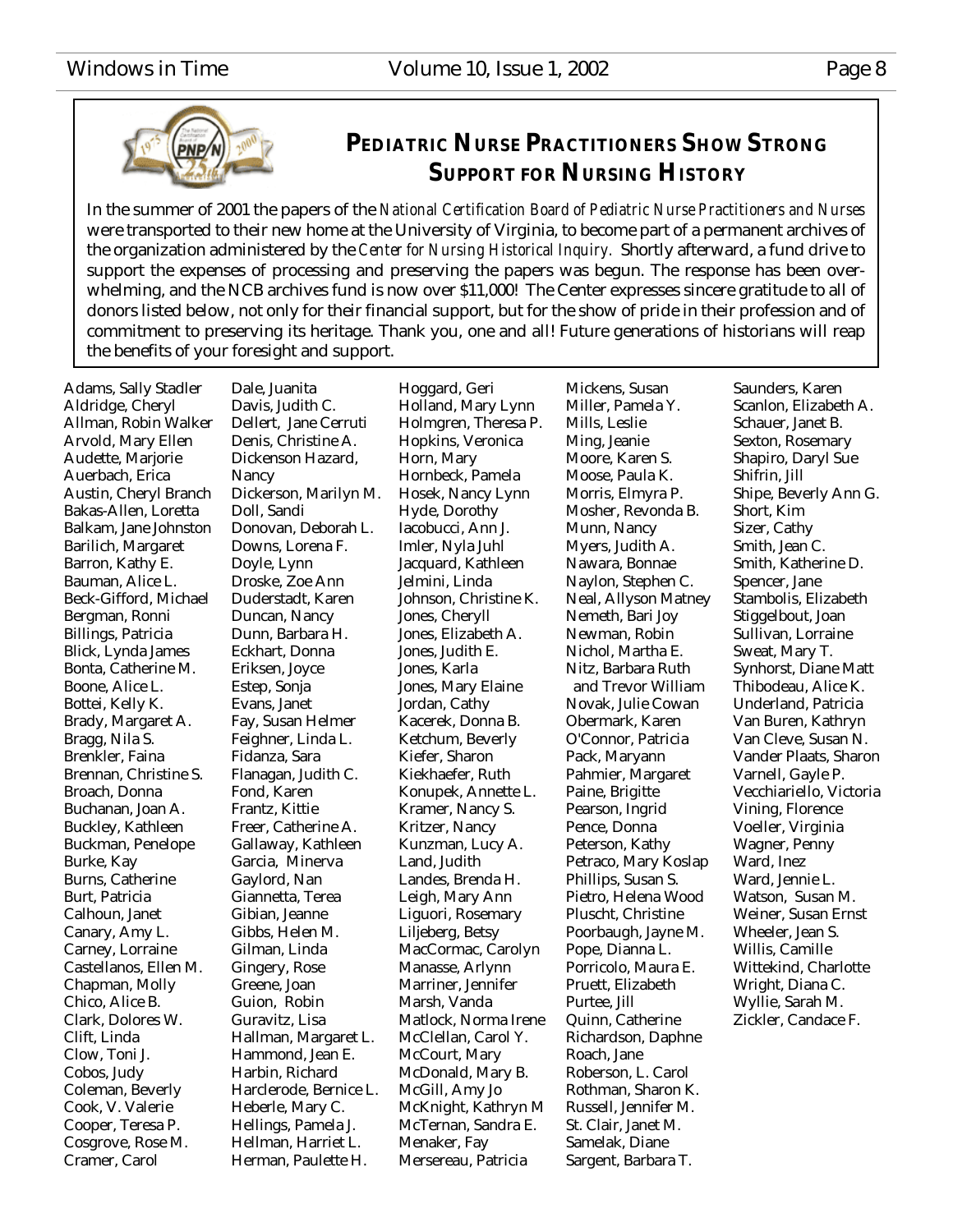## Pediatric Nurse Practitioners Show Strong Support for Nursing History

In the summer of 2001 the papers of the *National Certification Board of Pediatric Nurse Practitioners and Nurses* were transported to their new home at the University of Virginia, to become part of a permanent archives of the organization administered by the *Center for Nursing Historical Inquiry.* Shortly afterward, a fund drive to support the expenses of processing and preserving the papers was begun. The response has been overwhelming, and the NCB archives fund is now over $11,000! The Center expresses sincere gratitude to all of donors listed below, not only for their financial support, but for the show of pride in their profession and of commitment to preserving its heritage. Thank you, one and all! Future generations of historians will reap the benefits of your foresight and support.

Adams, Sally Stadler
Aldridge, Cheryl
Allman, Robin Walker
Arvold, Mary Ellen
Audette, Marjorie
Auerbach, Erica
Austin, Cheryl Branch
Bakas-Allen, Loretta
Balkam, Jane Johnston
Barilich, Margaret
Barron, Kathy E.
Bauman, Alice L.
Beck-Gifford, Michael
Bergman, Ronni
Billings, Patricia
Blick, Lynda James
Bonta, Catherine M.
Boone, Alice L.
Bottei, Kelly K.
Brady, Margaret A.
Bragg, Nila S.
Brenkler, Faina
Brennan, Christine S.
Broach, Donna
Buchanan, Joan A.
Buckley, Kathleen
Buckman, Penelope
Burke, Kay
Burns, Catherine
Burt, Patricia
Calhoun, Janet
Canary, Amy L.
Carney, Lorraine
Castellanos, Ellen M.
Chapman, Molly
Chico, Alice B.
Clark, Dolores W.
Clift, Linda
Clow, Toni J.
Cobos, Judy
Coleman, Beverly
Cook, V. Valerie
Cooper, Teresa P.
Cosgrove, Rose M.
Cramer, Carol
Dale, Juanita
Davis, Judith C.
Dellert, Jane Cerruti
Denis, Christine A.
Dickenson Hazard, Nancy
Dickerson, Marilyn M.
Doll, Sandi
Donovan, Deborah L.
Downs, Lorena F.
Doyle, Lynn
Droske, Zoe Ann
Duderstadt, Karen
Duncan, Nancy
Dunn, Barbara H.
Eckhart, Donna
Eriksen, Joyce
Estep, Sonja
Evans, Janet
Fay, Susan Helmer
Feighner, Linda L.
Fidanza, Sara
Flanagan, Judith C.
Fond, Karen
Frantz, Kittie
Freer, Catherine A.
Gallaway, Kathleen
Garcia, Minerva
Gaylord, Nan
Giannetta, Terea
Gibian, Jeanne
Gibbs, Helen M.
Gilman, Linda
Gingery, Rose
Greene, Joan
Guion, Robin
Guravitz, Lisa
Hallman, Margaret L.
Hammond, Jean E.
Harbin, Richard
Harclerode, Bernice L.
Heberle, Mary C.
Hellings, Pamela J.
Hellman, Harriet L.
Herman, Paulette H.
Hoggard, Geri
Holland, Mary Lynn
Holmgren, Theresa P.
Hopkins, Veronica
Horn, Mary
Hornbeck, Pamela
Hosek, Nancy Lynn
Hyde, Dorothy
Iacobucci, Ann J.
Imler, Nyla Juhl
Jacquard, Kathleen
Jelmini, Linda
Johnson, Christine K.
Jones, Cheryll
Jones, Elizabeth A.
Jones, Judith E.
Jones, Karla
Jones, Mary Elaine
Jordan, Cathy
Kacerek, Donna B.
Ketchum, Beverly
Kiefer, Sharon
Kiekhaefer, Ruth
Konupek, Annette L.
Kramer, Nancy S.
Kritzer, Nancy
Kunzman, Lucy A.
Land, Judith
Landes, Brenda H.
Leigh, Mary Ann
Liguori, Rosemary
Liljeberg, Betsy
MacCormac, Carolyn
Manasse, Arlynn
Marriner, Jennifer
Marsh, Vanda
Matlock, Norma Irene
McClellan, Carol Y.
McCourt, Mary
McDonald, Mary B.
McGill, Amy Jo
McKnight, Kathryn M
McTernan, Sandra E.
Menaker, Fay
Mersereau, Patricia
Mickens, Susan
Miller, Pamela Y.
Mills, Leslie
Ming, Jeanie
Moore, Karen S.
Moose, Paula K.
Morris, Elmyra P.
Mosher, Revonda B.
Munn, Nancy
Myers, Judith A.
Nawara, Bonnae
Naylon, Stephen C.
Neal, Allyson Matney
Nemeth, Bari Joy
Newman, Robin
Nichol, Martha E.
Nitz, Barbara Ruth and Trevor William
Novak, Julie Cowan
Obermark, Karen
O'Connor, Patricia
Pack, Maryann
Pahmier, Margaret
Paine, Brigitte
Pearson, Ingrid
Pence, Donna
Peterson, Kathy
Petraco, Mary Koslap
Phillips, Susan S.
Pietro, Helena Wood
Pluscht, Christine
Poorbaugh, Jayne M.
Pope, Dianna L.
Porricolo, Maura E.
Pruett, Elizabeth
Purtee, Jill
Quinn, Catherine
Richardson, Daphne
Roach, Jane
Roberson, L. Carol
Rothman, Sharon K.
Russell, Jennifer M.
St. Clair, Janet M.
Samelak, Diane
Sargent, Barbara T.
Saunders, Karen
Scanlon, Elizabeth A.
Schauer, Janet B.
Sexton, Rosemary
Shapiro, Daryl Sue
Shifrin, Jill
Shipe, Beverly Ann G.
Short, Kim
Sizer, Cathy
Smith, Jean C.
Smith, Katherine D.
Spencer, Jane
Stambolis, Elizabeth
Stiggelbout, Joan
Sullivan, Lorraine
Sweat, Mary T.
Synhorst, Diane Matt
Thibodeau, Alice K.
Underland, Patricia
Van Buren, Kathryn
Van Cleve, Susan N.
Vander Plaats, Sharon
Varnell, Gayle P.
Vecchiariello, Victoria
Vining, Florence
Voeller, Virginia
Wagner, Penny
Ward, Inez
Ward, Jennie L.
Watson, Susan M.
Weiner, Susan Ernst
Wheeler, Jean S.
Willis, Camille
Wittekind, Charlotte
Wright, Diana C.
Wyllie, Sarah M.
Zickler, Candace F.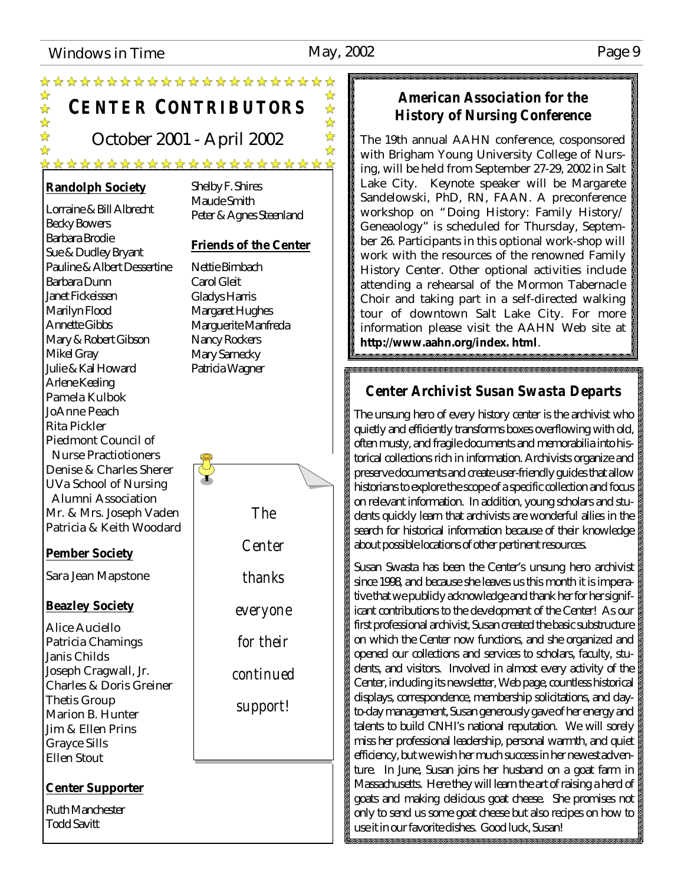# CENTER CONTRIBUTORS

October 2001 - April 2002

**Randolph Society**

Lorraine & Bill Albrecht
Becky Bowers
Barbara Brodie
Sue & Dudley Bryant
Pauline & Albert Dessertine
Barbara Dunn
Janet Fickeissen
Marilyn Flood
Annette Gibbs
Mary & Robert Gibson
Mikel Gray
Julie & Kal Howard
Arlene Keeling
Pamela Kulbok
JoAnne Peach
Rita Pickler
Piedmont Council of Nurse Practiotioners
Denise & Charles Sherer
UVa School of Nursing Alumni Association
Mr. & Mrs. Joseph Vaden
Patricia & Keith Woodard
Shelby F. Shires
Maude Smith
Peter & Agnes Steenland

**Friends of the Center**

Nettie Birnbach
Carol Gleit
Gladys Harris
Margaret Hughes
Marguerite Manfreda
Nancy Rockers
Mary Sarnecky
Patricia Wagner

**Pember Society**

Sara Jean Mapstone

**Beazley Society**

Alice Auciello
Patricia Chamings
Janis Childs
Joseph Cragwall, Jr.
Charles & Doris Greiner
Thetis Group
Marion B. Hunter
Jim & Ellen Prins
Grayce Sills
Ellen Stout

**Center Supporter**

Ruth Manchester
Todd Savitt

*The Center thanks everyone for their continued support!*

## American Association for the History of Nursing Conference

The 19th annual AAHN conference, cosponsored with Brigham Young University College of Nursing, will be held from September 27-29, 2002 in Salt Lake City. Keynote speaker will be Margarete Sandelowski, PhD, RN, FAAN. A preconference workshop on "Doing History: Family History/ Geneaology" is scheduled for Thursday, September 26. Participants in this optional work-shop will work with the resources of the renowned Family History Center. Other optional activities include attending a rehearsal of the Mormon Tabernacle Choir and taking part in a self-directed walking tour of downtown Salt Lake City. For more information please visit the AAHN Web site at **http://www.aahn.org/index. html**.

## Center Archivist Susan Swasta Departs

The unsung hero of every history center is the archivist who quietly and efficiently transforms boxes overflowing with old, often musty, and fragile documents and memorabilia into historical collections rich in information. Archivists organize and preserve documents and create user-friendly guides that allow historians to explore the scope of a specific collection and focus on relevant information. In addition, young scholars and students quickly learn that archivists are wonderful allies in the search for historical information because of their knowledge about possible locations of other pertinent resources.

Susan Swasta has been the Center's unsung hero archivist since 1998, and because she leaves us this month it is imperative that we publicly acknowledge and thank her for her significant contributions to the development of the Center! As our first professional archivist, Susan created the basic substructure on which the Center now functions, and she organized and opened our collections and services to scholars, faculty, students, and visitors. Involved in almost every activity of the Center, including its newsletter, Web page, countless historical displays, correspondence, membership solicitations, and day-to-day management, Susan generously gave of her energy and talents to build CNHI's national reputation. We will sorely miss her professional leadership, personal warmth, and quiet efficiency, but we wish her much success in her newest adventure. In June, Susan joins her husband on a goat farm in Massachusetts. Here they will learn the art of raising a herd of goats and making delicious goat cheese. She promises not only to send us some goat cheese but also recipes on how to use it in our favorite dishes. Good luck, Susan!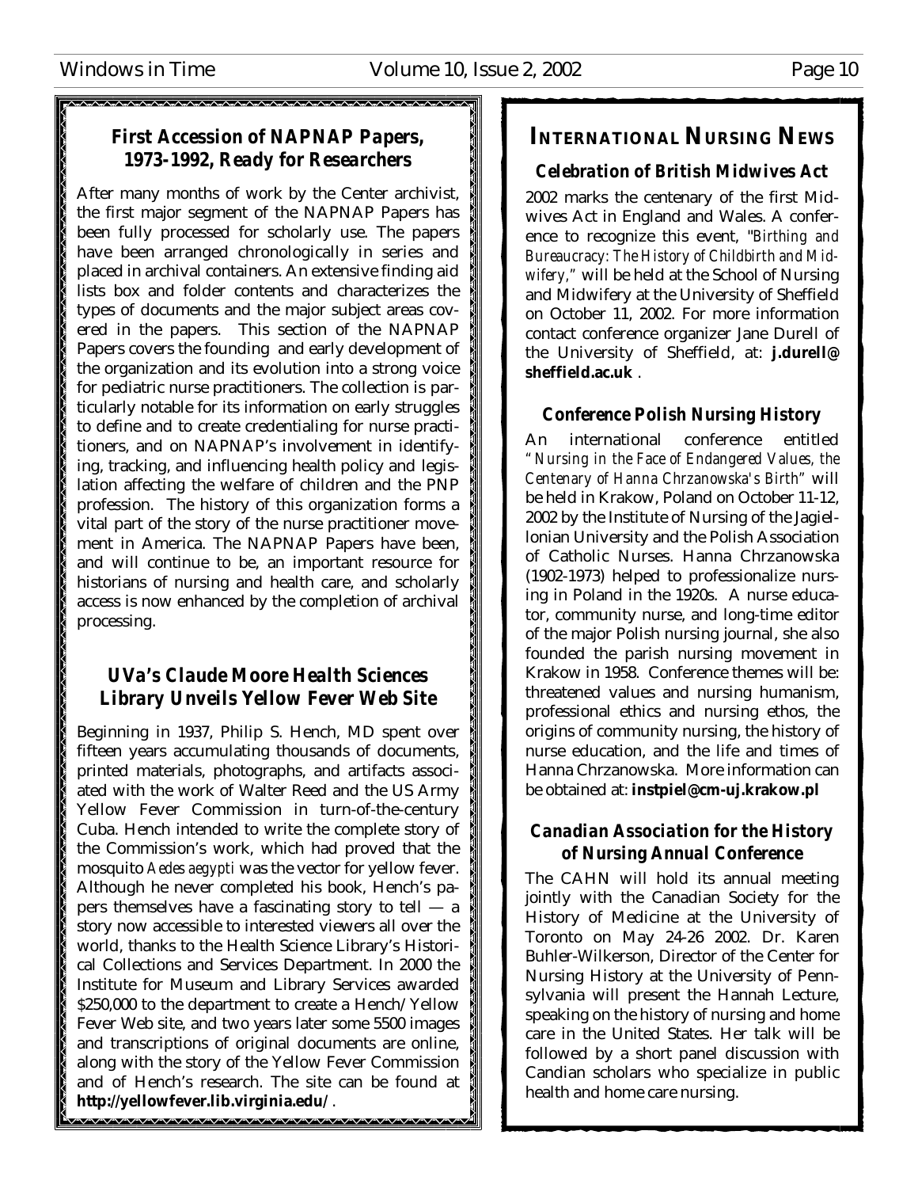## First Accession of NAPNAP Papers, 1973-1992, Ready for Researchers

After many months of work by the Center archivist, the first major segment of the NAPNAP Papers has been fully processed for scholarly use. The papers have been arranged chronologically in series and placed in archival containers. An extensive finding aid lists box and folder contents and characterizes the types of documents and the major subject areas covered in the papers. This section of the NAPNAP Papers covers the founding and early development of the organization and its evolution into a strong voice for pediatric nurse practitioners. The collection is particularly notable for its information on early struggles to define and to create credentialing for nurse practitioners, and on NAPNAP's involvement in identifying, tracking, and influencing health policy and legislation affecting the welfare of children and the PNP profession. The history of this organization forms a vital part of the story of the nurse practitioner movement in America. The NAPNAP Papers have been, and will continue to be, an important resource for historians of nursing and health care, and scholarly access is now enhanced by the completion of archival processing.

## UVa's Claude Moore Health Sciences Library Unveils Yellow Fever Web Site

Beginning in 1937, Philip S. Hench, MD spent over fifteen years accumulating thousands of documents, printed materials, photographs, and artifacts associated with the work of Walter Reed and the US Army Yellow Fever Commission in turn-of-the-century Cuba. Hench intended to write the complete story of the Commission's work, which had proved that the mosquito *Aedes aegypti* was the vector for yellow fever. Although he never completed his book, Hench's papers themselves have a fascinating story to tell — a story now accessible to interested viewers all over the world, thanks to the Health Science Library's Historical Collections and Services Department. In 2000 the Institute for Museum and Library Services awarded $250,000 to the department to create a Hench/Yellow Fever Web site, and two years later some 5500 images and transcriptions of original documents are online, along with the story of the Yellow Fever Commission and of Hench's research. The site can be found at **http://yellowfever.lib.virginia.edu/**.

# International Nursing News

### Celebration of British Midwives Act

2002 marks the centenary of the first Midwives Act in England and Wales. A conference to recognize this event, "*Birthing and Bureaucracy: The History of Childbirth and Midwifery,*" will be held at the School of Nursing and Midwifery at the University of Sheffield on October 11, 2002. For more information contact conference organizer Jane Durell of the University of Sheffield, at: **j.durell@sheffield.ac.uk**.

### Conference Polish Nursing History

An international conference entitled *"Nursing in the Face of Endangered Values, the Centenary of Hanna Chrzanowska's Birth"* will be held in Krakow, Poland on October 11-12, 2002 by the Institute of Nursing of the Jagiellonian University and the Polish Association of Catholic Nurses. Hanna Chrzanowska (1902-1973) helped to professionalize nursing in Poland in the 1920s. A nurse educator, community nurse, and long-time editor of the major Polish nursing journal, she also founded the parish nursing movement in Krakow in 1958. Conference themes will be: threatened values and nursing humanism, professional ethics and nursing ethos, the origins of community nursing, the history of nurse education, and the life and times of Hanna Chrzanowska. More information can be obtained at: **instpiel@cm-uj.krakow.pl**

### Canadian Association for the History of Nursing Annual Conference

The CAHN will hold its annual meeting jointly with the Canadian Society for the History of Medicine at the University of Toronto on May 24-26 2002. Dr. Karen Buhler-Wilkerson, Director of the Center for Nursing History at the University of Pennsylvania will present the Hannah Lecture, speaking on the history of nursing and home care in the United States. Her talk will be followed by a short panel discussion with Candian scholars who specialize in public health and home care nursing.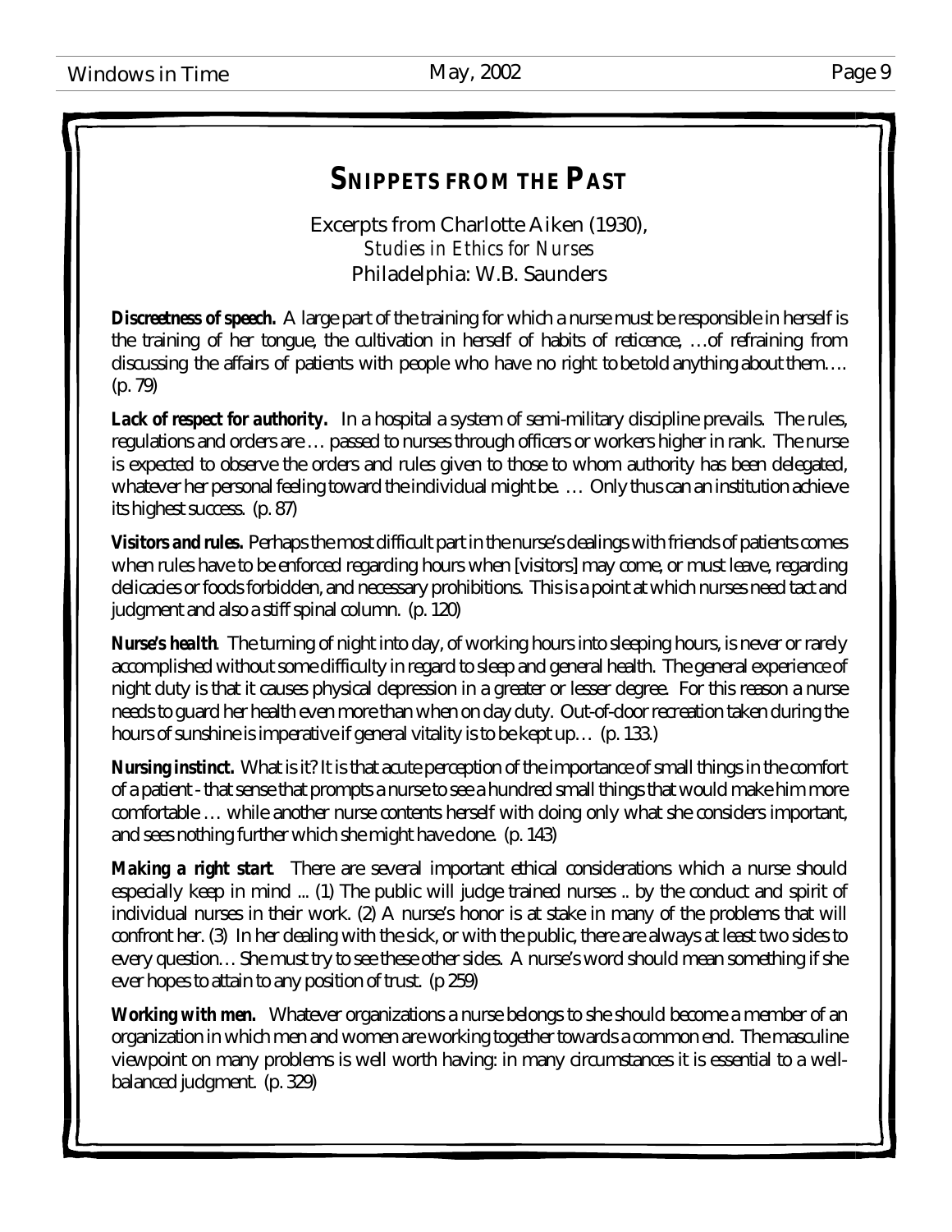## SNIPPETS FROM THE PAST

Excerpts from Charlotte Aiken (1930), *Studies in Ethics for Nurses* Philadelphia: W.B. Saunders

**Discreetness of speech.** A large part of the training for which a nurse must be responsible in herself is the training of her tongue, the cultivation in herself of habits of reticence, …of refraining from discussing the affairs of patients with people who have no right to be told anything about them…. (p. 79)

**Lack of respect for authority.** In a hospital a system of semi-military discipline prevails. The rules, regulations and orders are … passed to nurses through officers or workers higher in rank. The nurse is expected to observe the orders and rules given to those to whom authority has been delegated, whatever her personal feeling toward the individual might be. … Only thus can an institution achieve its highest success. (p. 87)

**Visitors and rules.** Perhaps the most difficult part in the nurse's dealings with friends of patients comes when rules have to be enforced regarding hours when [visitors] may come, or must leave, regarding delicacies or foods forbidden, and necessary prohibitions. This is a point at which nurses need tact and judgment and also a stiff spinal column. (p. 120)

**Nurse's health**. The turning of night into day, of working hours into sleeping hours, is never or rarely accomplished without some difficulty in regard to sleep and general health. The general experience of night duty is that it causes physical depression in a greater or lesser degree. For this reason a nurse needs to guard her health even more than when on day duty. Out-of-door recreation taken during the hours of sunshine is imperative if general vitality is to be kept up… (p. 133.)

**Nursing instinct.** What is it? It is that acute perception of the importance of small things in the comfort of a patient - that sense that prompts a nurse to see a hundred small things that would make him more comfortable … while another nurse contents herself with doing only what she considers important, and sees nothing further which she might have done. (p. 143)

**Making a right start**. There are several important ethical considerations which a nurse should especially keep in mind ... (1) The public will judge trained nurses .. by the conduct and spirit of individual nurses in their work. (2) A nurse's honor is at stake in many of the problems that will confront her. (3) In her dealing with the sick, or with the public, there are always at least two sides to every question… She must try to see these other sides. A nurse's word should mean something if she ever hopes to attain to any position of trust. (p 259)

**Working with men.** Whatever organizations a nurse belongs to she should become a member of an organization in which men and women are working together towards a common end. The masculine viewpoint on many problems is well worth having: in many circumstances it is essential to a well-balanced judgment. (p. 329)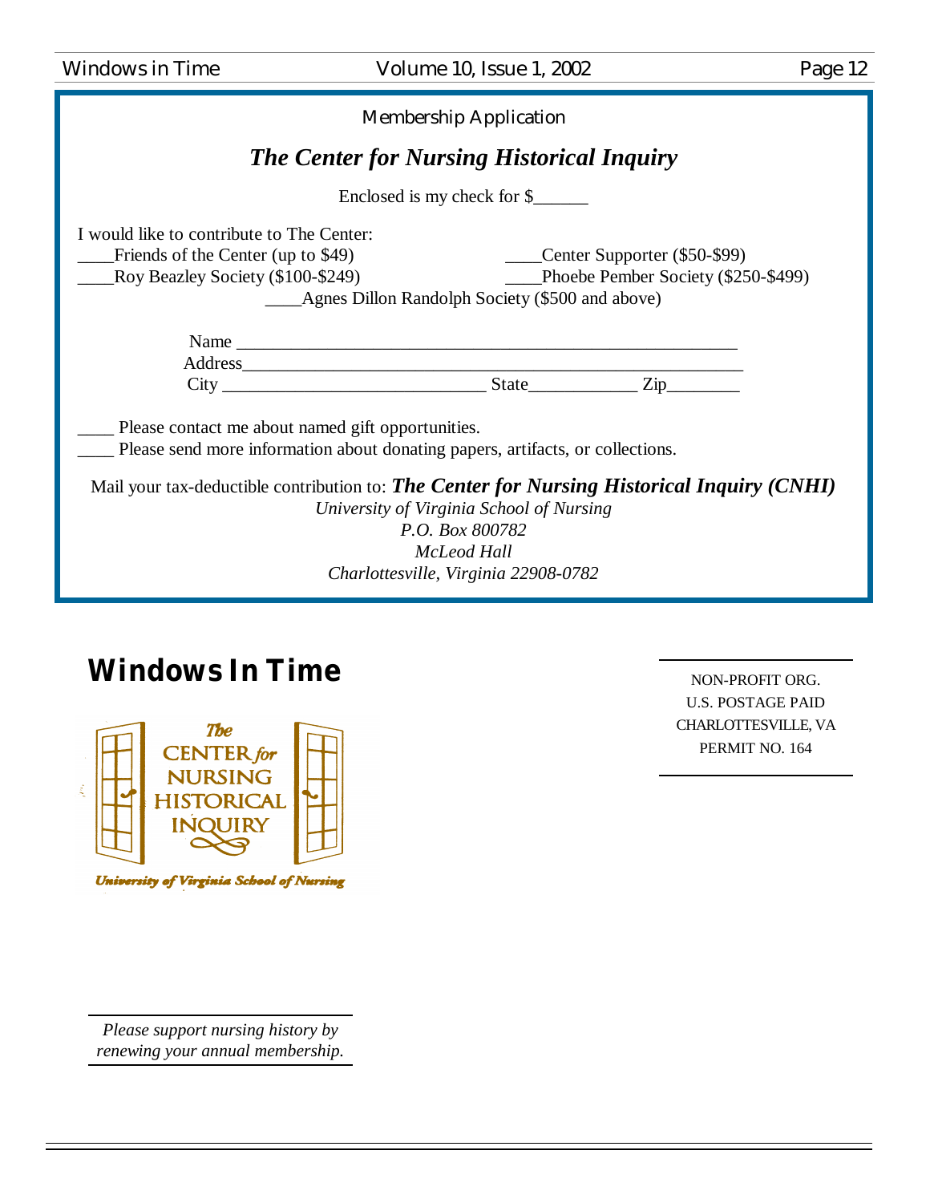Membership Application

## *The Center for Nursing Historical Inquiry*

Enclosed is my check for $______

I would like to contribute to The Center:

____Friends of the Center (up to $49)
____Center Supporter ($50-$99)
____Roy Beazley Society ($100-$249)
____Phoebe Pember Society ($250-$499)
____Agnes Dillon Randolph Society ($500 and above)

Name ________________________________________________________

Address______________________________________________________

City ____________________________ State___________ Zip________

____ Please contact me about named gift opportunities.

____ Please send more information about donating papers, artifacts, or collections.

Mail your tax-deductible contribution to: ***The Center for Nursing Historical Inquiry (CNHI)***

*University of Virginia School of Nursing*
*P.O. Box 800782*
*McLeod Hall*
*Charlottesville, Virginia 22908-0782*

# Windows In Time

The CENTER for NURSING HISTORICAL INQUIRY

University of Virginia School of Nursing

NON-PROFIT ORG.
U.S. POSTAGE PAID
CHARLOTTESVILLE, VA
PERMIT NO. 164

*Please support nursing history by renewing your annual membership.*